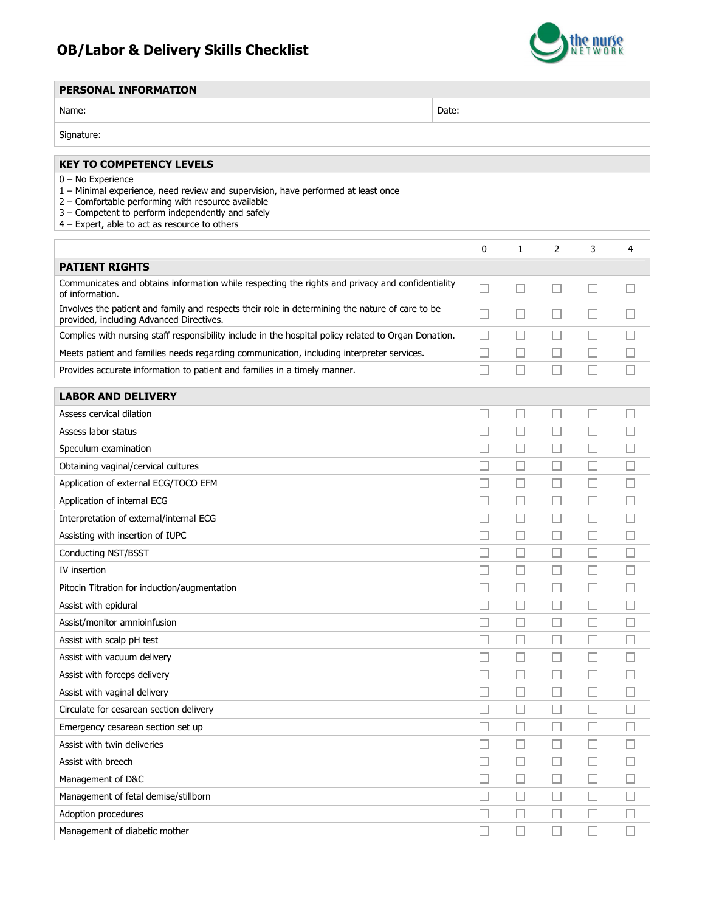# OB/Labor & Delivery Skills Checklist

the nurse NETWORK

| PERSONAL INFORMATION | |
|---|---|
| Name: | Date: |
| Signature: | |

| KEY TO COMPETENCY LEVELS |
|---|
| 0 – No Experience<br>1 – Minimal experience, need review and supervision, have performed at least once<br>2 – Comfortable performing with resource available<br>3 – Competent to perform independently and safely<br>4 – Expert, able to act as resource to others |

| | 0 | 1 | 2 | 3 | 4 |
|---|---|---|---|---|---|
| **PATIENT RIGHTS** | | | | | |
| Communicates and obtains information while respecting the rights and privacy and confidentiality of information. | ☐ | ☐ | ☐ | ☐ | ☐ |
| Involves the patient and family and respects their role in determining the nature of care to be provided, including Advanced Directives. | ☐ | ☐ | ☐ | ☐ | ☐ |
| Complies with nursing staff responsibility include in the hospital policy related to Organ Donation. | ☐ | ☐ | ☐ | ☐ | ☐ |
| Meets patient and families needs regarding communication, including interpreter services. | ☐ | ☐ | ☐ | ☐ | ☐ |
| Provides accurate information to patient and families in a timely manner. | ☐ | ☐ | ☐ | ☐ | ☐ |

| **LABOR AND DELIVERY** | 0 | 1 | 2 | 3 | 4 |
|---|---|---|---|---|---|
| Assess cervical dilation | ☐ | ☐ | ☐ | ☐ | ☐ |
| Assess labor status | ☐ | ☐ | ☐ | ☐ | ☐ |
| Speculum examination | ☐ | ☐ | ☐ | ☐ | ☐ |
| Obtaining vaginal/cervical cultures | ☐ | ☐ | ☐ | ☐ | ☐ |
| Application of external ECG/TOCO EFM | ☐ | ☐ | ☐ | ☐ | ☐ |
| Application of internal ECG | ☐ | ☐ | ☐ | ☐ | ☐ |
| Interpretation of external/internal ECG | ☐ | ☐ | ☐ | ☐ | ☐ |
| Assisting with insertion of IUPC | ☐ | ☐ | ☐ | ☐ | ☐ |
| Conducting NST/BSST | ☐ | ☐ | ☐ | ☐ | ☐ |
| IV insertion | ☐ | ☐ | ☐ | ☐ | ☐ |
| Pitocin Titration for induction/augmentation | ☐ | ☐ | ☐ | ☐ | ☐ |
| Assist with epidural | ☐ | ☐ | ☐ | ☐ | ☐ |
| Assist/monitor amnioinfusion | ☐ | ☐ | ☐ | ☐ | ☐ |
| Assist with scalp pH test | ☐ | ☐ | ☐ | ☐ | ☐ |
| Assist with vacuum delivery | ☐ | ☐ | ☐ | ☐ | ☐ |
| Assist with forceps delivery | ☐ | ☐ | ☐ | ☐ | ☐ |
| Assist with vaginal delivery | ☐ | ☐ | ☐ | ☐ | ☐ |
| Circulate for cesarean section delivery | ☐ | ☐ | ☐ | ☐ | ☐ |
| Emergency cesarean section set up | ☐ | ☐ | ☐ | ☐ | ☐ |
| Assist with twin deliveries | ☐ | ☐ | ☐ | ☐ | ☐ |
| Assist with breech | ☐ | ☐ | ☐ | ☐ | ☐ |
| Management of D&C | ☐ | ☐ | ☐ | ☐ | ☐ |
| Management of fetal demise/stillborn | ☐ | ☐ | ☐ | ☐ | ☐ |
| Adoption procedures | ☐ | ☐ | ☐ | ☐ | ☐ |
| Management of diabetic mother | ☐ | ☐ | ☐ | ☐ | ☐ |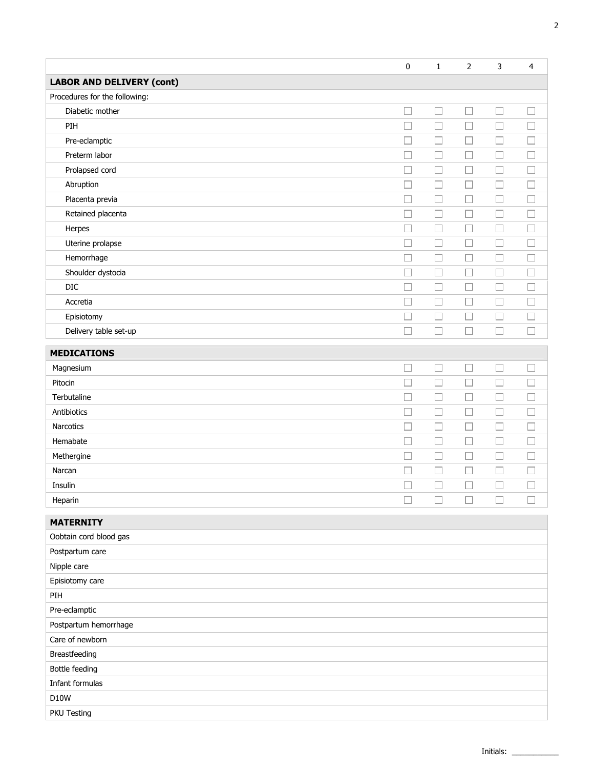| | 0 | 1 | 2 | 3 | 4 |
|---|---|---|---|---|---|
| **LABOR AND DELIVERY (cont)** | | | | | |
| Procedures for the following: | | | | | |
| Diabetic mother | ☐ | ☐ | ☐ | ☐ | ☐ |
| PIH | ☐ | ☐ | ☐ | ☐ | ☐ |
| Pre-eclamptic | ☐ | ☐ | ☐ | ☐ | ☐ |
| Preterm labor | ☐ | ☐ | ☐ | ☐ | ☐ |
| Prolapsed cord | ☐ | ☐ | ☐ | ☐ | ☐ |
| Abruption | ☐ | ☐ | ☐ | ☐ | ☐ |
| Placenta previa | ☐ | ☐ | ☐ | ☐ | ☐ |
| Retained placenta | ☐ | ☐ | ☐ | ☐ | ☐ |
| Herpes | ☐ | ☐ | ☐ | ☐ | ☐ |
| Uterine prolapse | ☐ | ☐ | ☐ | ☐ | ☐ |
| Hemorrhage | ☐ | ☐ | ☐ | ☐ | ☐ |
| Shoulder dystocia | ☐ | ☐ | ☐ | ☐ | ☐ |
| DIC | ☐ | ☐ | ☐ | ☐ | ☐ |
| Accretia | ☐ | ☐ | ☐ | ☐ | ☐ |
| Episiotomy | ☐ | ☐ | ☐ | ☐ | ☐ |
| Delivery table set-up | ☐ | ☐ | ☐ | ☐ | ☐ |

| **MEDICATIONS** | | | | | |
|---|---|---|---|---|---|
| Magnesium | ☐ | ☐ | ☐ | ☐ | ☐ |
| Pitocin | ☐ | ☐ | ☐ | ☐ | ☐ |
| Terbutaline | ☐ | ☐ | ☐ | ☐ | ☐ |
| Antibiotics | ☐ | ☐ | ☐ | ☐ | ☐ |
| Narcotics | ☐ | ☐ | ☐ | ☐ | ☐ |
| Hemabate | ☐ | ☐ | ☐ | ☐ | ☐ |
| Methergine | ☐ | ☐ | ☐ | ☐ | ☐ |
| Narcan | ☐ | ☐ | ☐ | ☐ | ☐ |
| Insulin | ☐ | ☐ | ☐ | ☐ | ☐ |
| Heparin | ☐ | ☐ | ☐ | ☐ | ☐ |

| **MATERNITY** |
|---|
| Oobtain cord blood gas |
| Postpartum care |
| Nipple care |
| Episiotomy care |
| PIH |
| Pre-eclamptic |
| Postpartum hemorrhage |
| Care of newborn |
| Breastfeeding |
| Bottle feeding |
| Infant formulas |
| D10W |
| PKU Testing |

Initials: ___________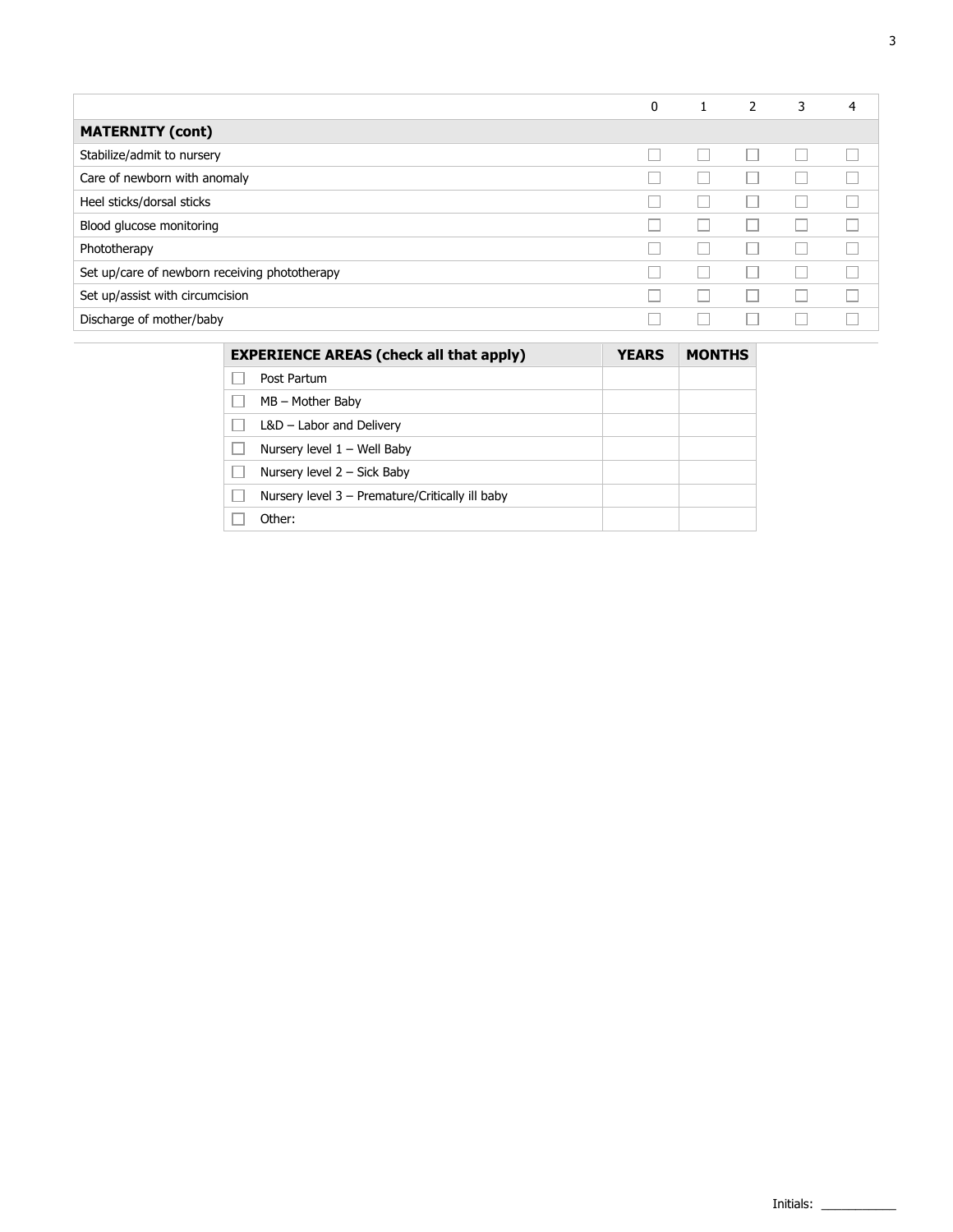| | 0 | 1 | 2 | 3 | 4 |
|---|---|---|---|---|---|
| **MATERNITY (cont)** | | | | | |
| Stabilize/admit to nursery | ☐ | ☐ | ☐ | ☐ | ☐ |
| Care of newborn with anomaly | ☐ | ☐ | ☐ | ☐ | ☐ |
| Heel sticks/dorsal sticks | ☐ | ☐ | ☐ | ☐ | ☐ |
| Blood glucose monitoring | ☐ | ☐ | ☐ | ☐ | ☐ |
| Phototherapy | ☐ | ☐ | ☐ | ☐ | ☐ |
| Set up/care of newborn receiving phototherapy | ☐ | ☐ | ☐ | ☐ | ☐ |
| Set up/assist with circumcision | ☐ | ☐ | ☐ | ☐ | ☐ |
| Discharge of mother/baby | ☐ | ☐ | ☐ | ☐ | ☐ |

| **EXPERIENCE AREAS (check all that apply)** | **YEARS** | **MONTHS** |
|---|---|---|
| ☐ Post Partum | | |
| ☐ MB – Mother Baby | | |
| ☐ L&D – Labor and Delivery | | |
| ☐ Nursery level 1 – Well Baby | | |
| ☐ Nursery level 2 – Sick Baby | | |
| ☐ Nursery level 3 – Premature/Critically ill baby | | |
| ☐ Other: | | |

Initials: ___________